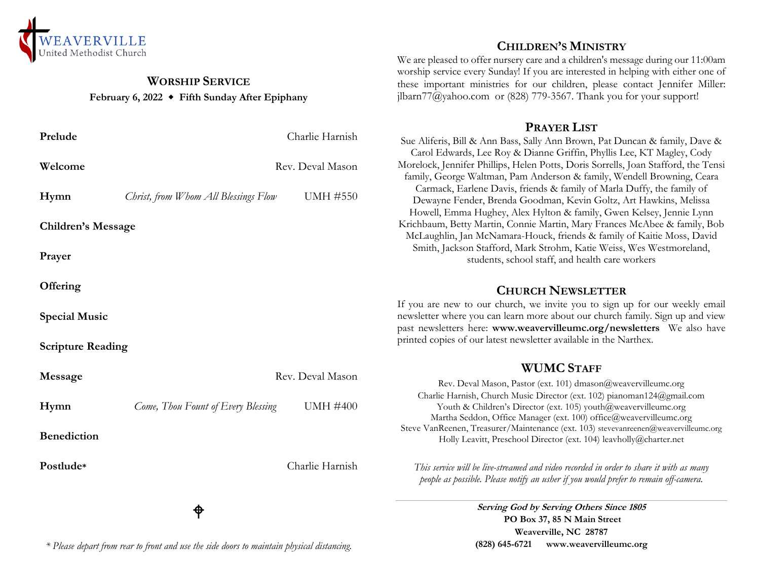WEAVERVILLE
United Methodist Church

## Worship Service

**February 6, 2022 ◆ Fifth Sunday After Epiphany**

| | | |
|---|---|---|
| **Prelude** | | Charlie Harnish |
| **Welcome** | | Rev. Deval Mason |
| **Hymn** | *Christ, from Whom All Blessings Flow* | UMH #550 |
| **Children's Message** | | |
| **Prayer** | | |
| **Offering** | | |
| **Special Music** | | |
| **Scripture Reading** | | |
| **Message** | | Rev. Deval Mason |
| **Hymn** | *Come, Thou Fount of Every Blessing* | UMH #400 |
| **Benediction** | | |
| **Postlude*** | | Charlie Harnish |

*\* Please depart from rear to front and use the side doors to maintain physical distancing.*

## Children's Ministry

We are pleased to offer nursery care and a children's message during our 11:00am worship service every Sunday! If you are interested in helping with either one of these important ministries for our children, please contact Jennifer Miller: jlbarn77@yahoo.com or (828) 779-3567. Thank you for your support!

## Prayer List

Sue Aliferis, Bill & Ann Bass, Sally Ann Brown, Pat Duncan & family, Dave & Carol Edwards, Lee Roy & Dianne Griffin, Phyllis Lee, KT Magley, Cody Morelock, Jennifer Phillips, Helen Potts, Doris Sorrells, Joan Stafford, the Tensi family, George Waltman, Pam Anderson & family, Wendell Browning, Ceara Carmack, Earlene Davis, friends & family of Marla Duffy, the family of Dewayne Fender, Brenda Goodman, Kevin Goltz, Art Hawkins, Melissa Howell, Emma Hughey, Alex Hylton & family, Gwen Kelsey, Jennie Lynn Krichbaum, Betty Martin, Connie Martin, Mary Frances McAbee & family, Bob McLaughlin, Jan McNamara-Houck, friends & family of Kaitie Moss, David Smith, Jackson Stafford, Mark Strohm, Katie Weiss, Wes Westmoreland, students, school staff, and health care workers

## Church Newsletter

If you are new to our church, we invite you to sign up for our weekly email newsletter where you can learn more about our church family. Sign up and view past newsletters here: **www.weavervilleumc.org/newsletters** We also have printed copies of our latest newsletter available in the Narthex.

## WUMC Staff

Rev. Deval Mason, Pastor (ext. 101) dmason@weavervilleumc.org
Charlie Harnish, Church Music Director (ext. 102) pianoman124@gmail.com
Youth & Children's Director (ext. 105) youth@weavervilleumc.org
Martha Seddon, Office Manager (ext. 100) office@weavervilleumc.org
Steve VanReenen, Treasurer/Maintenance (ext. 103) stevevanreenen@weavervilleumc.org
Holly Leavitt, Preschool Director (ext. 104) leavholly@charter.net

*This service will be live-streamed and video recorded in order to share it with as many people as possible. Please notify an usher if you would prefer to remain off-camera.*

***Serving God by Serving Others Since 1805***
**PO Box 37, 85 N Main Street**
**Weaverville, NC 28787**
**(828) 645-6721 www.weavervilleumc.org**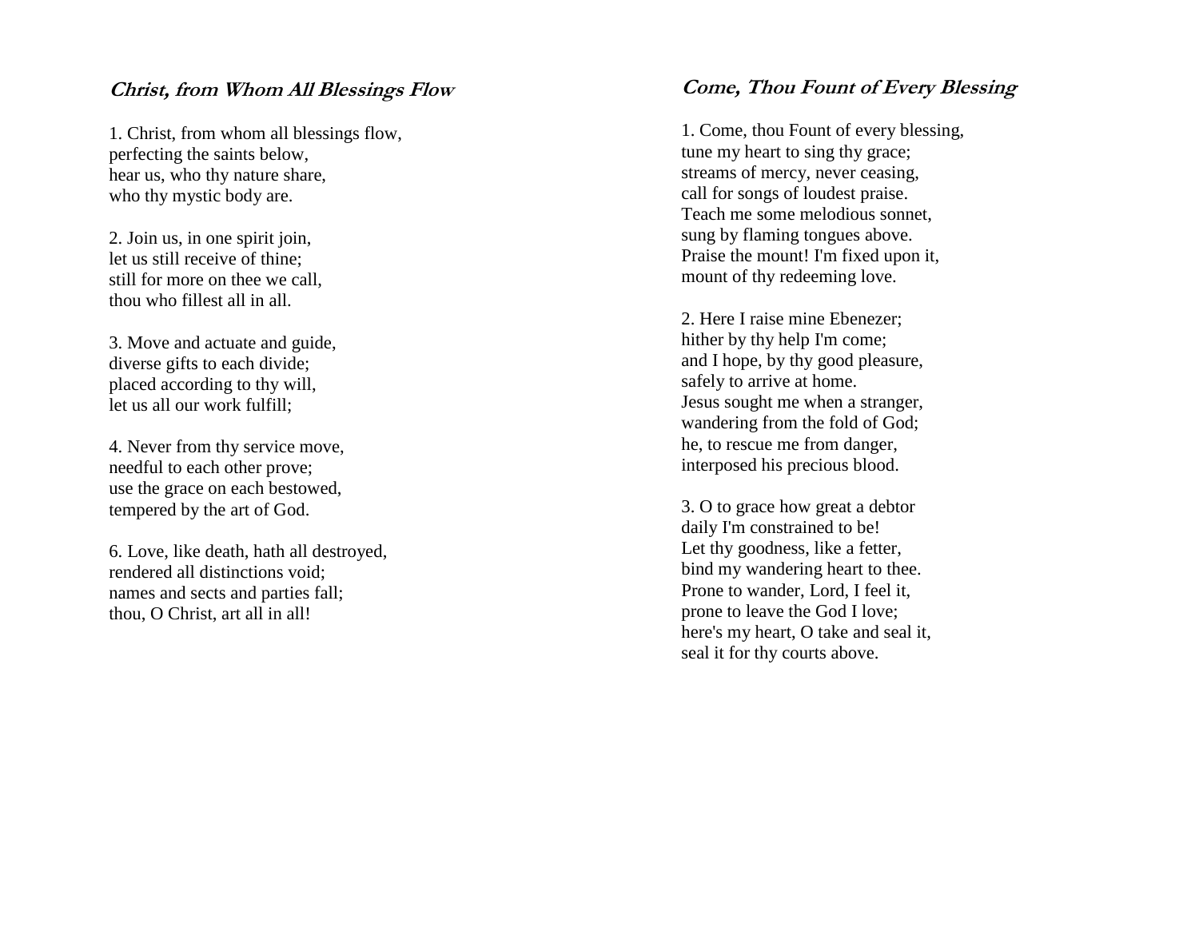## *Christ, from Whom All Blessings Flow*

1. Christ, from whom all blessings flow,
perfecting the saints below,
hear us, who thy nature share,
who thy mystic body are.

2. Join us, in one spirit join,
let us still receive of thine;
still for more on thee we call,
thou who fillest all in all.

3. Move and actuate and guide,
diverse gifts to each divide;
placed according to thy will,
let us all our work fulfill;

4. Never from thy service move,
needful to each other prove;
use the grace on each bestowed,
tempered by the art of God.

6. Love, like death, hath all destroyed,
rendered all distinctions void;
names and sects and parties fall;
thou, O Christ, art all in all!

## *Come, Thou Fount of Every Blessing*

1. Come, thou Fount of every blessing,
tune my heart to sing thy grace;
streams of mercy, never ceasing,
call for songs of loudest praise.
Teach me some melodious sonnet,
sung by flaming tongues above.
Praise the mount! I'm fixed upon it,
mount of thy redeeming love.

2. Here I raise mine Ebenezer;
hither by thy help I'm come;
and I hope, by thy good pleasure,
safely to arrive at home.
Jesus sought me when a stranger,
wandering from the fold of God;
he, to rescue me from danger,
interposed his precious blood.

3. O to grace how great a debtor
daily I'm constrained to be!
Let thy goodness, like a fetter,
bind my wandering heart to thee.
Prone to wander, Lord, I feel it,
prone to leave the God I love;
here's my heart, O take and seal it,
seal it for thy courts above.